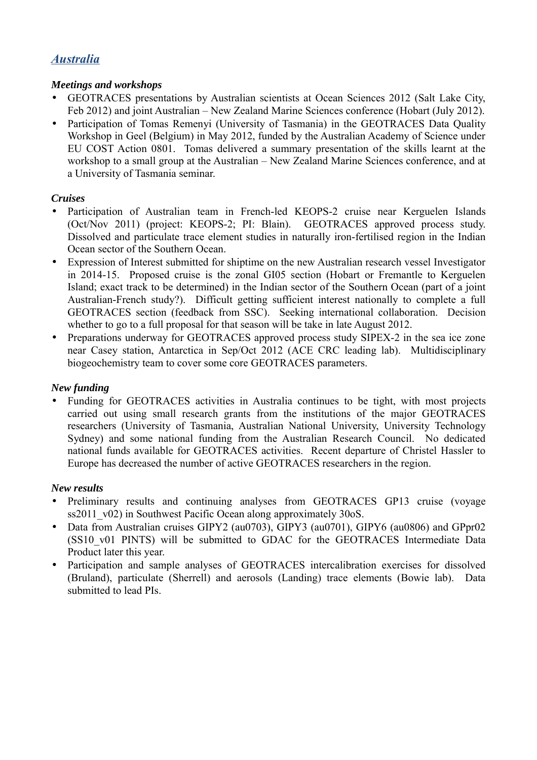## *Australia*

### *Meetings and workshops*

- GEOTRACES presentations by Australian scientists at Ocean Sciences 2012 (Salt Lake City, Feb 2012) and joint Australian – New Zealand Marine Sciences conference (Hobart (July 2012).
- Participation of Tomas Remenyi (University of Tasmania) in the GEOTRACES Data Quality Workshop in Geel (Belgium) in May 2012, funded by the Australian Academy of Science under EU COST Action 0801. Tomas delivered a summary presentation of the skills learnt at the workshop to a small group at the Australian – New Zealand Marine Sciences conference, and at a University of Tasmania seminar.

### *Cruises*

- Participation of Australian team in French-led KEOPS-2 cruise near Kerguelen Islands (Oct/Nov 2011) (project: KEOPS-2; PI: Blain). GEOTRACES approved process study. Dissolved and particulate trace element studies in naturally iron-fertilised region in the Indian Ocean sector of the Southern Ocean.
- Expression of Interest submitted for shiptime on the new Australian research vessel Investigator in 2014-15. Proposed cruise is the zonal GI05 section (Hobart or Fremantle to Kerguelen Island; exact track to be determined) in the Indian sector of the Southern Ocean (part of a joint Australian-French study?). Difficult getting sufficient interest nationally to complete a full GEOTRACES section (feedback from SSC). Seeking international collaboration. Decision whether to go to a full proposal for that season will be take in late August 2012.
- Preparations underway for GEOTRACES approved process study SIPEX-2 in the sea ice zone near Casey station, Antarctica in Sep/Oct 2012 (ACE CRC leading lab). Multidisciplinary biogeochemistry team to cover some core GEOTRACES parameters.

### *New funding*

- Funding for GEOTRACES activities in Australia continues to be tight, with most projects carried out using small research grants from the institutions of the major GEOTRACES researchers (University of Tasmania, Australian National University, University Technology Sydney) and some national funding from the Australian Research Council. No dedicated national funds available for GEOTRACES activities. Recent departure of Christel Hassler to Europe has decreased the number of active GEOTRACES researchers in the region.

### *New results*

- Preliminary results and continuing analyses from GEOTRACES GP13 cruise (voyage ss2011_v02) in Southwest Pacific Ocean along approximately 30oS.
- Data from Australian cruises GIPY2 (au0703), GIPY3 (au0701), GIPY6 (au0806) and GPpr02 (SS10_v01 PINTS) will be submitted to GDAC for the GEOTRACES Intermediate Data Product later this year.
- Participation and sample analyses of GEOTRACES intercalibration exercises for dissolved (Bruland), particulate (Sherrell) and aerosols (Landing) trace elements (Bowie lab). Data submitted to lead PIs.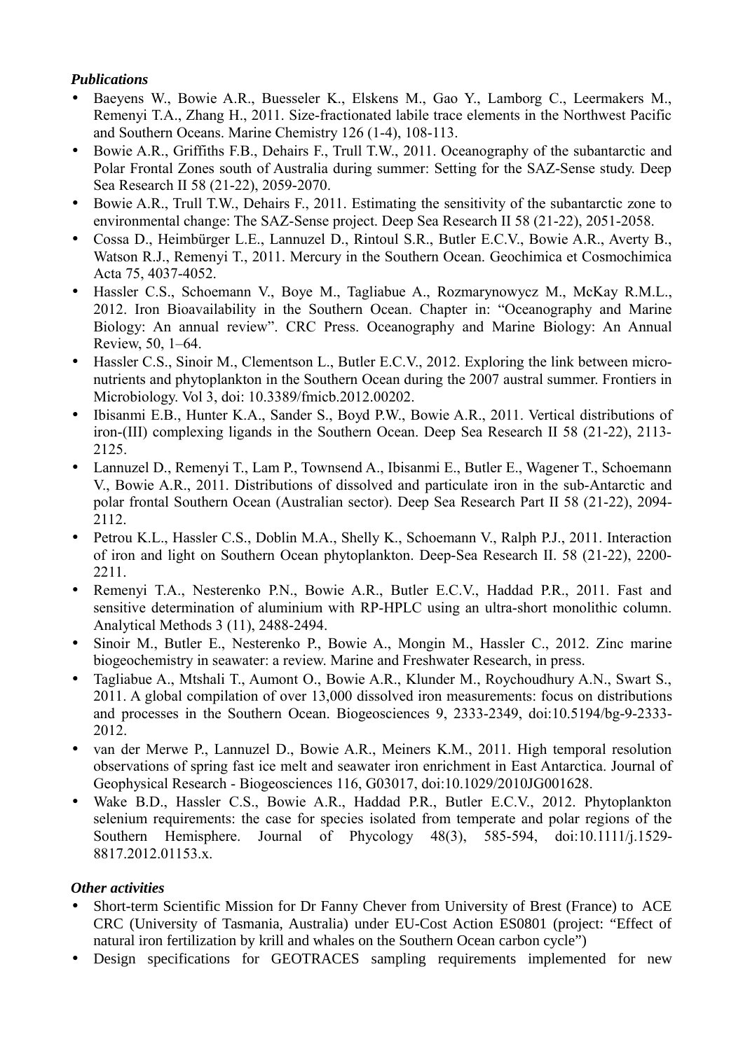***Publications***

- Baeyens W., Bowie A.R., Buesseler K., Elskens M., Gao Y., Lamborg C., Leermakers M., Remenyi T.A., Zhang H., 2011. Size-fractionated labile trace elements in the Northwest Pacific and Southern Oceans. Marine Chemistry 126 (1-4), 108-113.
- Bowie A.R., Griffiths F.B., Dehairs F., Trull T.W., 2011. Oceanography of the subantarctic and Polar Frontal Zones south of Australia during summer: Setting for the SAZ-Sense study. Deep Sea Research II 58 (21-22), 2059-2070.
- Bowie A.R., Trull T.W., Dehairs F., 2011. Estimating the sensitivity of the subantarctic zone to environmental change: The SAZ-Sense project. Deep Sea Research II 58 (21-22), 2051-2058.
- Cossa D., Heimbürger L.E., Lannuzel D., Rintoul S.R., Butler E.C.V., Bowie A.R., Averty B., Watson R.J., Remenyi T., 2011. Mercury in the Southern Ocean. Geochimica et Cosmochimica Acta 75, 4037-4052.
- Hassler C.S., Schoemann V., Boye M., Tagliabue A., Rozmarynowycz M., McKay R.M.L., 2012. Iron Bioavailability in the Southern Ocean. Chapter in: "Oceanography and Marine Biology: An annual review". CRC Press. Oceanography and Marine Biology: An Annual Review, 50, 1–64.
- Hassler C.S., Sinoir M., Clementson L., Butler E.C.V., 2012. Exploring the link between micro-nutrients and phytoplankton in the Southern Ocean during the 2007 austral summer. Frontiers in Microbiology. Vol 3, doi: 10.3389/fmicb.2012.00202.
- Ibisanmi E.B., Hunter K.A., Sander S., Boyd P.W., Bowie A.R., 2011. Vertical distributions of iron-(III) complexing ligands in the Southern Ocean. Deep Sea Research II 58 (21-22), 2113-2125.
- Lannuzel D., Remenyi T., Lam P., Townsend A., Ibisanmi E., Butler E., Wagener T., Schoemann V., Bowie A.R., 2011. Distributions of dissolved and particulate iron in the sub-Antarctic and polar frontal Southern Ocean (Australian sector). Deep Sea Research Part II 58 (21-22), 2094-2112.
- Petrou K.L., Hassler C.S., Doblin M.A., Shelly K., Schoemann V., Ralph P.J., 2011. Interaction of iron and light on Southern Ocean phytoplankton. Deep-Sea Research II. 58 (21-22), 2200-2211.
- Remenyi T.A., Nesterenko P.N., Bowie A.R., Butler E.C.V., Haddad P.R., 2011. Fast and sensitive determination of aluminium with RP-HPLC using an ultra-short monolithic column. Analytical Methods 3 (11), 2488-2494.
- Sinoir M., Butler E., Nesterenko P., Bowie A., Mongin M., Hassler C., 2012. Zinc marine biogeochemistry in seawater: a review. Marine and Freshwater Research, in press.
- Tagliabue A., Mtshali T., Aumont O., Bowie A.R., Klunder M., Roychoudhury A.N., Swart S., 2011. A global compilation of over 13,000 dissolved iron measurements: focus on distributions and processes in the Southern Ocean. Biogeosciences 9, 2333-2349, doi:10.5194/bg-9-2333-2012.
- van der Merwe P., Lannuzel D., Bowie A.R., Meiners K.M., 2011. High temporal resolution observations of spring fast ice melt and seawater iron enrichment in East Antarctica. Journal of Geophysical Research - Biogeosciences 116, G03017, doi:10.1029/2010JG001628.
- Wake B.D., Hassler C.S., Bowie A.R., Haddad P.R., Butler E.C.V., 2012. Phytoplankton selenium requirements: the case for species isolated from temperate and polar regions of the Southern Hemisphere. Journal of Phycology 48(3), 585-594, doi:10.1111/j.1529-8817.2012.01153.x.

***Other activities***

- Short-term Scientific Mission for Dr Fanny Chever from University of Brest (France) to ACE CRC (University of Tasmania, Australia) under EU-Cost Action ES0801 (project: "Effect of natural iron fertilization by krill and whales on the Southern Ocean carbon cycle")
- Design specifications for GEOTRACES sampling requirements implemented for new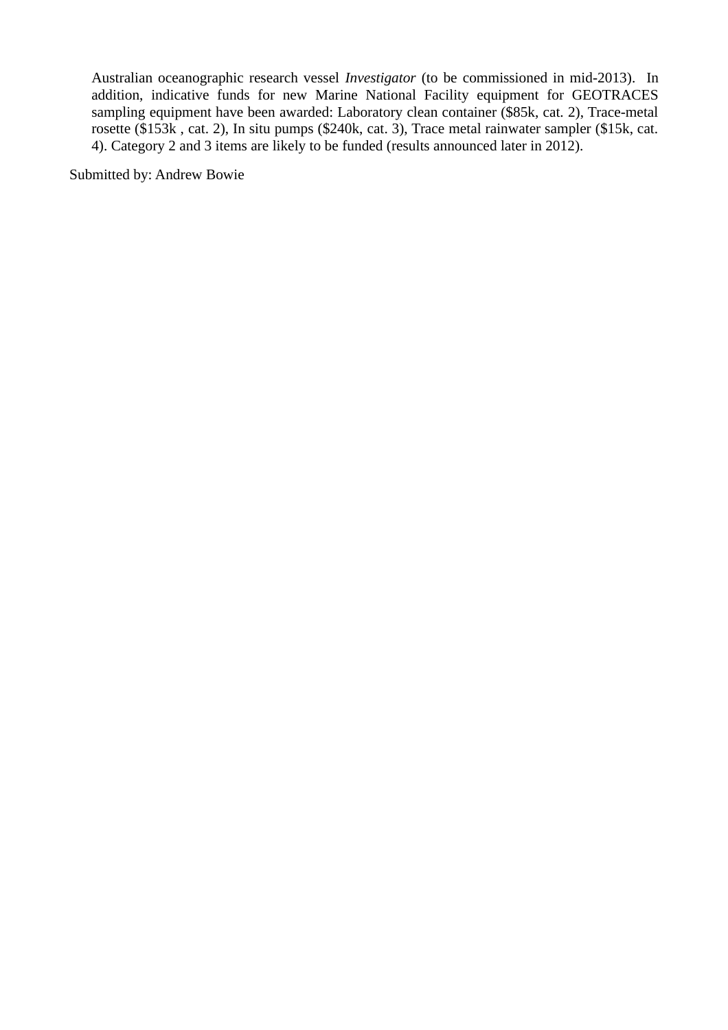Australian oceanographic research vessel *Investigator* (to be commissioned in mid-2013). In addition, indicative funds for new Marine National Facility equipment for GEOTRACES sampling equipment have been awarded: Laboratory clean container ($85k, cat. 2), Trace-metal rosette ($153k , cat. 2), In situ pumps ($240k, cat. 3), Trace metal rainwater sampler ($15k, cat. 4). Category 2 and 3 items are likely to be funded (results announced later in 2012).

Submitted by: Andrew Bowie